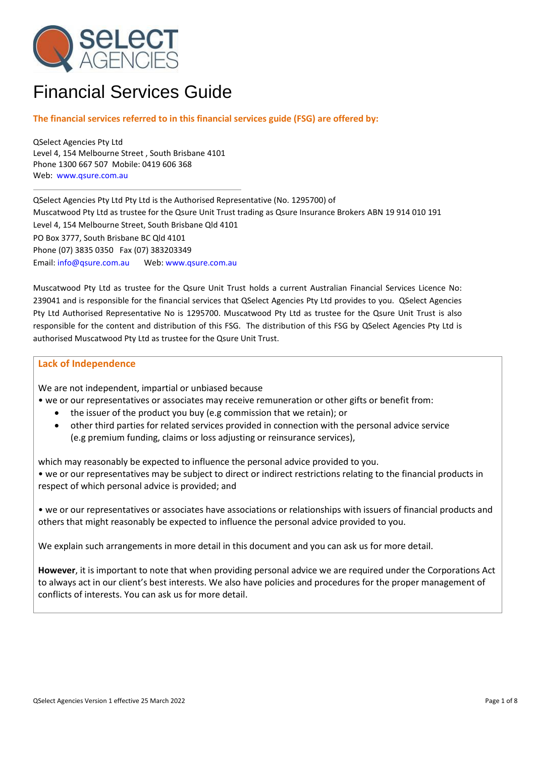# Financial Services Guide

**The financial services referred to in this financial services guide (FSG) are offered by:**

QSelect Agencies Pty Ltd
Level 4, 154 Melbourne Street , South Brisbane 4101
Phone 1300 667 507 Mobile: 0419 606 368
Web: www.qsure.com.au

---

QSelect Agencies Pty Ltd Pty Ltd is the Authorised Representative (No. 1295700) of
Muscatwood Pty Ltd as trustee for the Qsure Unit Trust trading as Qsure Insurance Brokers ABN 19 914 010 191
Level 4, 154 Melbourne Street, South Brisbane Qld 4101
PO Box 3777, South Brisbane BC Qld 4101
Phone (07) 3835 0350 Fax (07) 383203349
Email: info@qsure.com.au Web: www.qsure.com.au

Muscatwood Pty Ltd as trustee for the Qsure Unit Trust holds a current Australian Financial Services Licence No: 239041 and is responsible for the financial services that QSelect Agencies Pty Ltd provides to you. QSelect Agencies Pty Ltd Authorised Representative No is 1295700. Muscatwood Pty Ltd as trustee for the Qsure Unit Trust is also responsible for the content and distribution of this FSG. The distribution of this FSG by QSelect Agencies Pty Ltd is authorised Muscatwood Pty Ltd as trustee for the Qsure Unit Trust.

## Lack of Independence

We are not independent, impartial or unbiased because

- we or our representatives or associates may receive remuneration or other gifts or benefit from:
  - the issuer of the product you buy (e.g commission that we retain); or
  - other third parties for related services provided in connection with the personal advice service (e.g premium funding, claims or loss adjusting or reinsurance services),

which may reasonably be expected to influence the personal advice provided to you.

- we or our representatives may be subject to direct or indirect restrictions relating to the financial products in respect of which personal advice is provided; and

- we or our representatives or associates have associations or relationships with issuers of financial products and others that might reasonably be expected to influence the personal advice provided to you.

We explain such arrangements in more detail in this document and you can ask us for more detail.

**However**, it is important to note that when providing personal advice we are required under the Corporations Act to always act in our client's best interests. We also have policies and procedures for the proper management of conflicts of interests. You can ask us for more detail.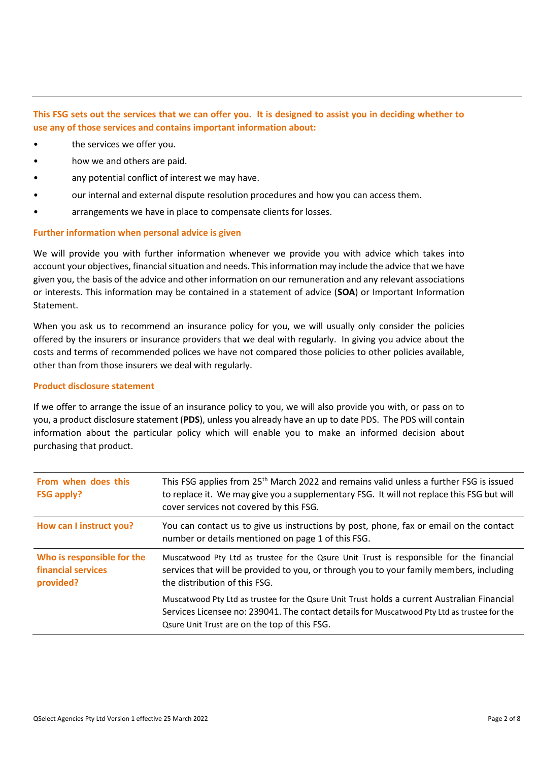**This FSG sets out the services that we can offer you. It is designed to assist you in deciding whether to use any of those services and contains important information about:**

- the services we offer you.
- how we and others are paid.
- any potential conflict of interest we may have.
- our internal and external dispute resolution procedures and how you can access them.
- arrangements we have in place to compensate clients for losses.

### Further information when personal advice is given

We will provide you with further information whenever we provide you with advice which takes into account your objectives, financial situation and needs. This information may include the advice that we have given you, the basis of the advice and other information on our remuneration and any relevant associations or interests. This information may be contained in a statement of advice (**SOA**) or Important Information Statement.

When you ask us to recommend an insurance policy for you, we will usually only consider the policies offered by the insurers or insurance providers that we deal with regularly. In giving you advice about the costs and terms of recommended polices we have not compared those policies to other policies available, other than from those insurers we deal with regularly.

### Product disclosure statement

If we offer to arrange the issue of an insurance policy to you, we will also provide you with, or pass on to you, a product disclosure statement (**PDS**), unless you already have an up to date PDS. The PDS will contain information about the particular policy which will enable you to make an informed decision about purchasing that product.

| | |
|---|---|
| **From when does this FSG apply?** | This FSG applies from 25th March 2022 and remains valid unless a further FSG is issued to replace it. We may give you a supplementary FSG. It will not replace this FSG but will cover services not covered by this FSG. |
| **How can I instruct you?** | You can contact us to give us instructions by post, phone, fax or email on the contact number or details mentioned on page 1 of this FSG. |
| **Who is responsible for the financial services provided?** | Muscatwood Pty Ltd as trustee for the Qsure Unit Trust is responsible for the financial services that will be provided to you, or through you to your family members, including the distribution of this FSG.<br><br>Muscatwood Pty Ltd as trustee for the Qsure Unit Trust holds a current Australian Financial Services Licensee no: 239041. The contact details for Muscatwood Pty Ltd as trustee for the Qsure Unit Trust are on the top of this FSG. |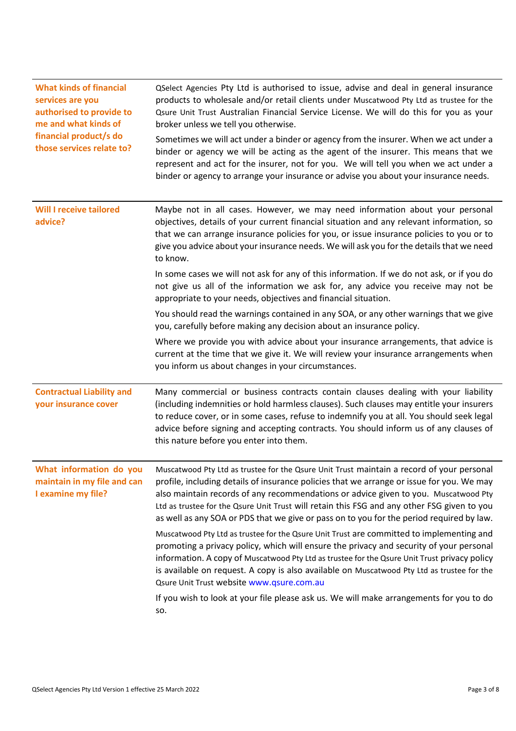### What kinds of financial services are you authorised to provide to me and what kinds of financial product/s do those services relate to?

QSelect Agencies Pty Ltd is authorised to issue, advise and deal in general insurance products to wholesale and/or retail clients under Muscatwood Pty Ltd as trustee for the Qsure Unit Trust Australian Financial Service License. We will do this for you as your broker unless we tell you otherwise.

Sometimes we will act under a binder or agency from the insurer. When we act under a binder or agency we will be acting as the agent of the insurer. This means that we represent and act for the insurer, not for you. We will tell you when we act under a binder or agency to arrange your insurance or advise you about your insurance needs.

### Will I receive tailored advice?

Maybe not in all cases. However, we may need information about your personal objectives, details of your current financial situation and any relevant information, so that we can arrange insurance policies for you, or issue insurance policies to you or to give you advice about your insurance needs. We will ask you for the details that we need to know.

In some cases we will not ask for any of this information. If we do not ask, or if you do not give us all of the information we ask for, any advice you receive may not be appropriate to your needs, objectives and financial situation.

You should read the warnings contained in any SOA, or any other warnings that we give you, carefully before making any decision about an insurance policy.

Where we provide you with advice about your insurance arrangements, that advice is current at the time that we give it. We will review your insurance arrangements when you inform us about changes in your circumstances.

### Contractual Liability and your insurance cover

Many commercial or business contracts contain clauses dealing with your liability (including indemnities or hold harmless clauses). Such clauses may entitle your insurers to reduce cover, or in some cases, refuse to indemnify you at all. You should seek legal advice before signing and accepting contracts. You should inform us of any clauses of this nature before you enter into them.

### What information do you maintain in my file and can I examine my file?

Muscatwood Pty Ltd as trustee for the Qsure Unit Trust maintain a record of your personal profile, including details of insurance policies that we arrange or issue for you. We may also maintain records of any recommendations or advice given to you. Muscatwood Pty Ltd as trustee for the Qsure Unit Trust will retain this FSG and any other FSG given to you as well as any SOA or PDS that we give or pass on to you for the period required by law.

Muscatwood Pty Ltd as trustee for the Qsure Unit Trust are committed to implementing and promoting a privacy policy, which will ensure the privacy and security of your personal information. A copy of Muscatwood Pty Ltd as trustee for the Qsure Unit Trust privacy policy is available on request. A copy is also available on Muscatwood Pty Ltd as trustee for the Qsure Unit Trust website www.qsure.com.au

If you wish to look at your file please ask us. We will make arrangements for you to do so.

QSelect Agencies Pty Ltd Version 1 effective 25 March 2022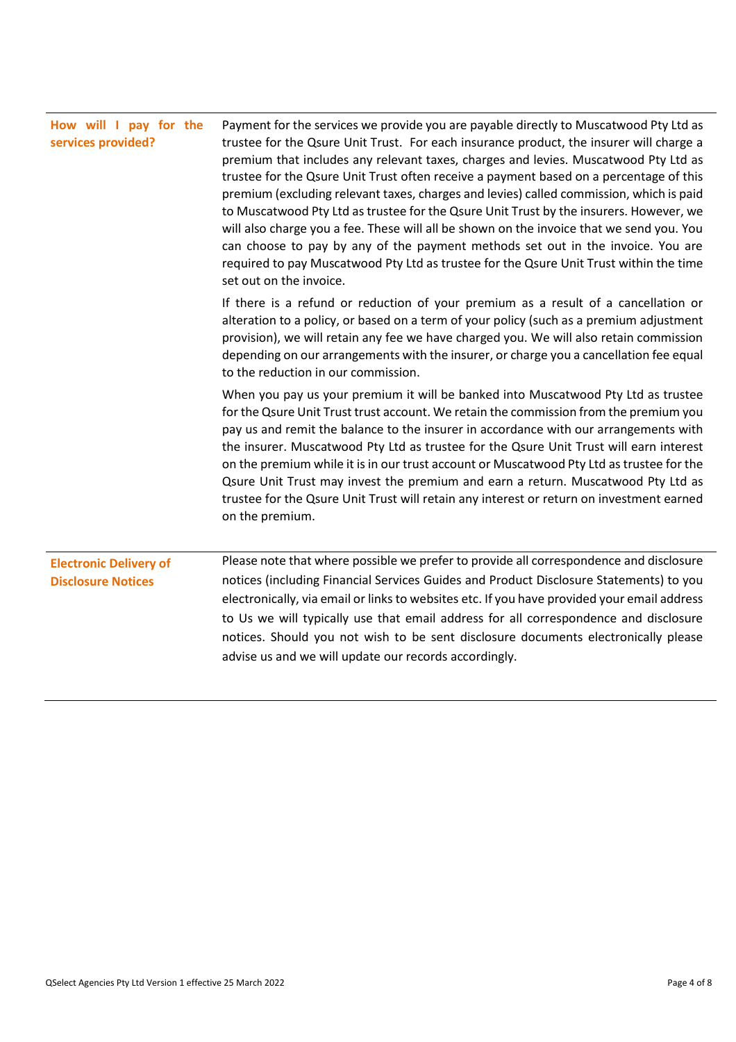## How will I pay for the services provided?

Payment for the services we provide you are payable directly to Muscatwood Pty Ltd as trustee for the Qsure Unit Trust. For each insurance product, the insurer will charge a premium that includes any relevant taxes, charges and levies. Muscatwood Pty Ltd as trustee for the Qsure Unit Trust often receive a payment based on a percentage of this premium (excluding relevant taxes, charges and levies) called commission, which is paid to Muscatwood Pty Ltd as trustee for the Qsure Unit Trust by the insurers. However, we will also charge you a fee. These will all be shown on the invoice that we send you. You can choose to pay by any of the payment methods set out in the invoice. You are required to pay Muscatwood Pty Ltd as trustee for the Qsure Unit Trust within the time set out on the invoice.

If there is a refund or reduction of your premium as a result of a cancellation or alteration to a policy, or based on a term of your policy (such as a premium adjustment provision), we will retain any fee we have charged you. We will also retain commission depending on our arrangements with the insurer, or charge you a cancellation fee equal to the reduction in our commission.

When you pay us your premium it will be banked into Muscatwood Pty Ltd as trustee for the Qsure Unit Trust trust account. We retain the commission from the premium you pay us and remit the balance to the insurer in accordance with our arrangements with the insurer. Muscatwood Pty Ltd as trustee for the Qsure Unit Trust will earn interest on the premium while it is in our trust account or Muscatwood Pty Ltd as trustee for the Qsure Unit Trust may invest the premium and earn a return. Muscatwood Pty Ltd as trustee for the Qsure Unit Trust will retain any interest or return on investment earned on the premium.

## Electronic Delivery of Disclosure Notices

Please note that where possible we prefer to provide all correspondence and disclosure notices (including Financial Services Guides and Product Disclosure Statements) to you electronically, via email or links to websites etc. If you have provided your email address to Us we will typically use that email address for all correspondence and disclosure notices. Should you not wish to be sent disclosure documents electronically please advise us and we will update our records accordingly.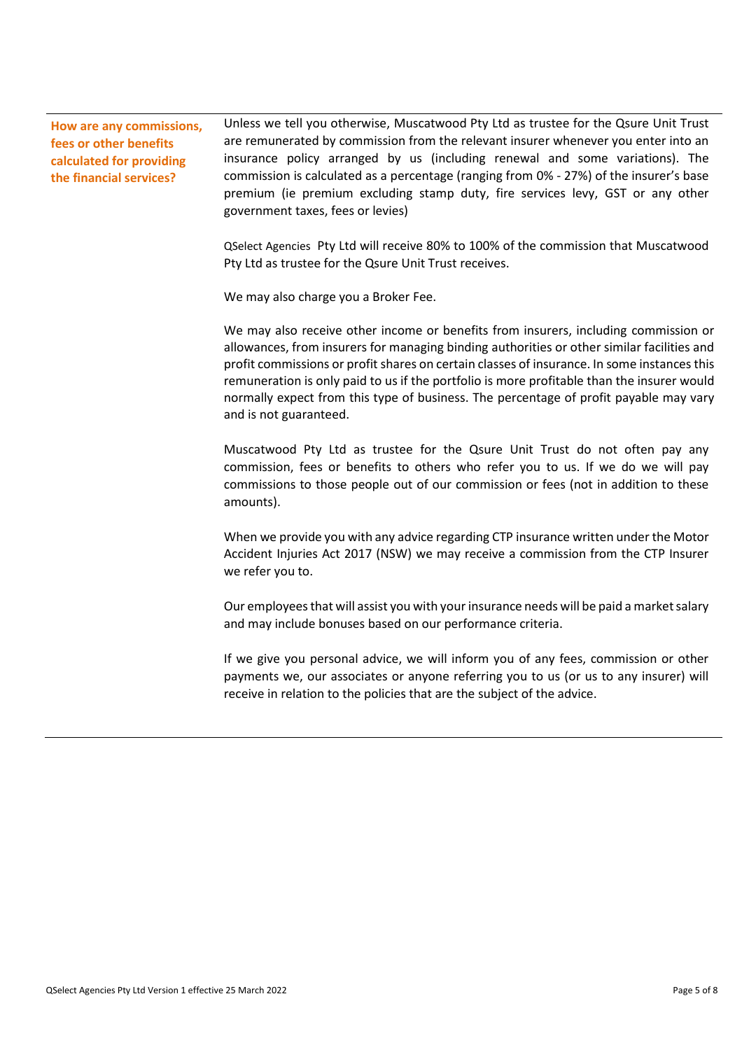### How are any commissions, fees or other benefits calculated for providing the financial services?

Unless we tell you otherwise, Muscatwood Pty Ltd as trustee for the Qsure Unit Trust are remunerated by commission from the relevant insurer whenever you enter into an insurance policy arranged by us (including renewal and some variations). The commission is calculated as a percentage (ranging from 0% - 27%) of the insurer's base premium (ie premium excluding stamp duty, fire services levy, GST or any other government taxes, fees or levies)

QSelect Agencies Pty Ltd will receive 80% to 100% of the commission that Muscatwood Pty Ltd as trustee for the Qsure Unit Trust receives.

We may also charge you a Broker Fee.

We may also receive other income or benefits from insurers, including commission or allowances, from insurers for managing binding authorities or other similar facilities and profit commissions or profit shares on certain classes of insurance. In some instances this remuneration is only paid to us if the portfolio is more profitable than the insurer would normally expect from this type of business. The percentage of profit payable may vary and is not guaranteed.

Muscatwood Pty Ltd as trustee for the Qsure Unit Trust do not often pay any commission, fees or benefits to others who refer you to us. If we do we will pay commissions to those people out of our commission or fees (not in addition to these amounts).

When we provide you with any advice regarding CTP insurance written under the Motor Accident Injuries Act 2017 (NSW) we may receive a commission from the CTP Insurer we refer you to.

Our employees that will assist you with your insurance needs will be paid a market salary and may include bonuses based on our performance criteria.

If we give you personal advice, we will inform you of any fees, commission or other payments we, our associates or anyone referring you to us (or us to any insurer) will receive in relation to the policies that are the subject of the advice.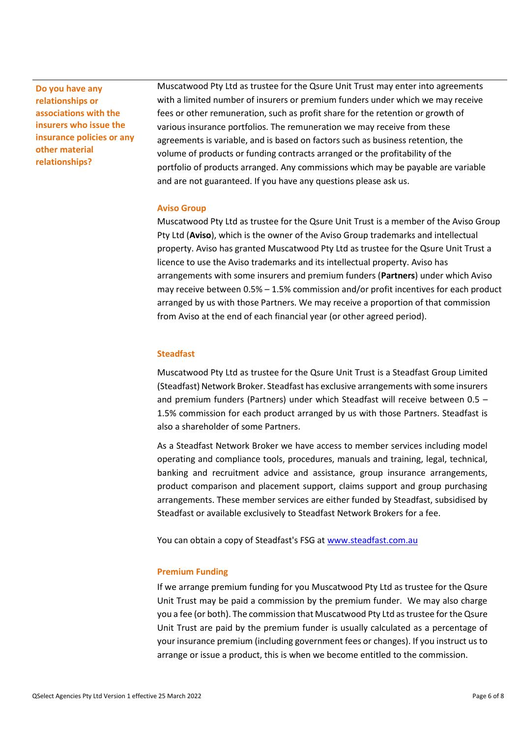**Do you have any relationships or associations with the insurers who issue the insurance policies or any other material relationships?**

Muscatwood Pty Ltd as trustee for the Qsure Unit Trust may enter into agreements with a limited number of insurers or premium funders under which we may receive fees or other remuneration, such as profit share for the retention or growth of various insurance portfolios. The remuneration we may receive from these agreements is variable, and is based on factors such as business retention, the volume of products or funding contracts arranged or the profitability of the portfolio of products arranged. Any commissions which may be payable are variable and are not guaranteed. If you have any questions please ask us.

### Aviso Group

Muscatwood Pty Ltd as trustee for the Qsure Unit Trust is a member of the Aviso Group Pty Ltd (**Aviso**), which is the owner of the Aviso Group trademarks and intellectual property. Aviso has granted Muscatwood Pty Ltd as trustee for the Qsure Unit Trust a licence to use the Aviso trademarks and its intellectual property. Aviso has arrangements with some insurers and premium funders (**Partners**) under which Aviso may receive between 0.5% – 1.5% commission and/or profit incentives for each product arranged by us with those Partners. We may receive a proportion of that commission from Aviso at the end of each financial year (or other agreed period).

### Steadfast

Muscatwood Pty Ltd as trustee for the Qsure Unit Trust is a Steadfast Group Limited (Steadfast) Network Broker. Steadfast has exclusive arrangements with some insurers and premium funders (Partners) under which Steadfast will receive between 0.5 – 1.5% commission for each product arranged by us with those Partners. Steadfast is also a shareholder of some Partners.

As a Steadfast Network Broker we have access to member services including model operating and compliance tools, procedures, manuals and training, legal, technical, banking and recruitment advice and assistance, group insurance arrangements, product comparison and placement support, claims support and group purchasing arrangements. These member services are either funded by Steadfast, subsidised by Steadfast or available exclusively to Steadfast Network Brokers for a fee.

You can obtain a copy of Steadfast's FSG at [www.steadfast.com.au](http://www.steadfast.com.au)

### Premium Funding

If we arrange premium funding for you Muscatwood Pty Ltd as trustee for the Qsure Unit Trust may be paid a commission by the premium funder. We may also charge you a fee (or both). The commission that Muscatwood Pty Ltd as trustee for the Qsure Unit Trust are paid by the premium funder is usually calculated as a percentage of your insurance premium (including government fees or changes). If you instruct us to arrange or issue a product, this is when we become entitled to the commission.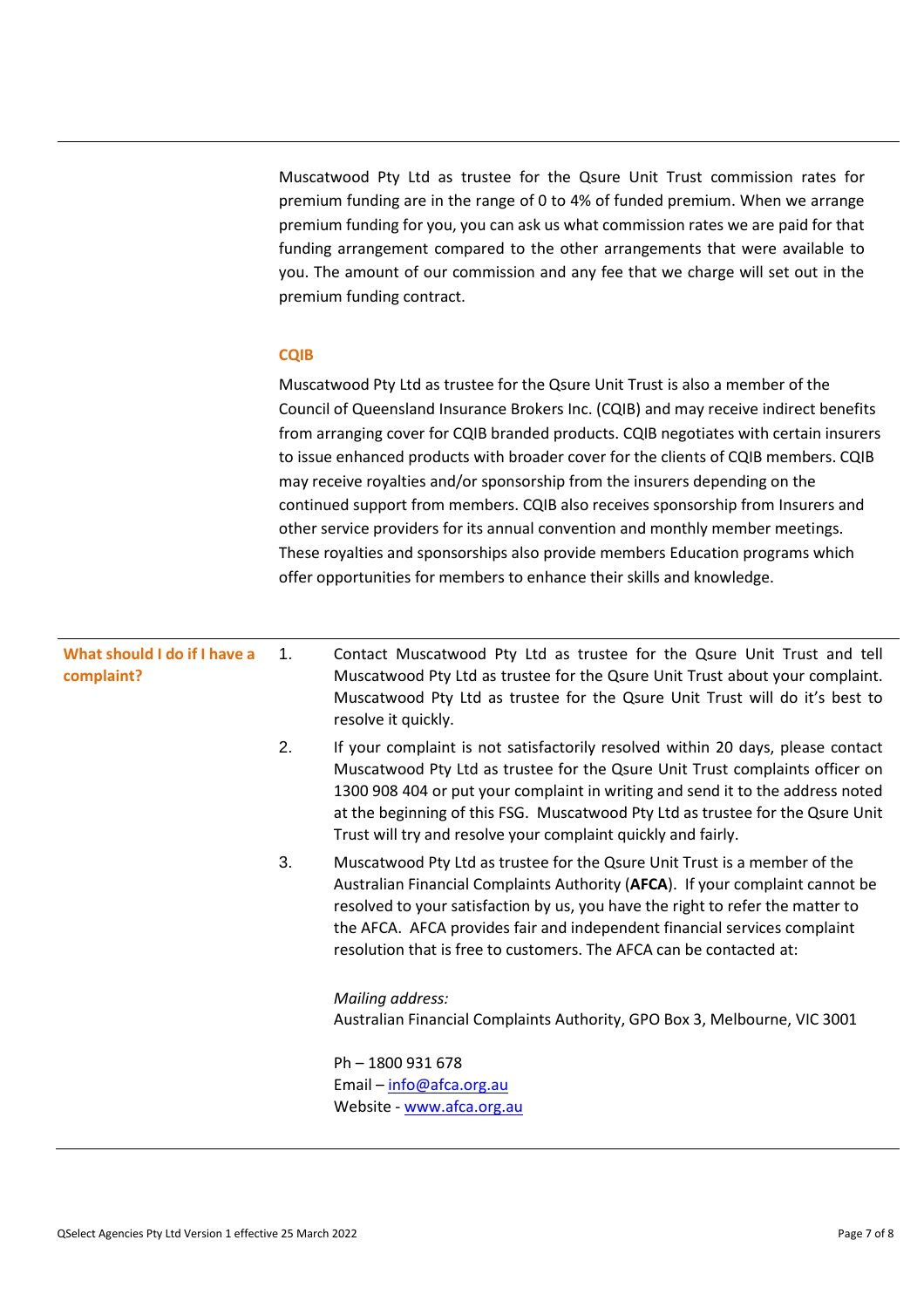Muscatwood Pty Ltd as trustee for the Qsure Unit Trust commission rates for premium funding are in the range of 0 to 4% of funded premium. When we arrange premium funding for you, you can ask us what commission rates we are paid for that funding arrangement compared to the other arrangements that were available to you. The amount of our commission and any fee that we charge will set out in the premium funding contract.

**CQIB**

Muscatwood Pty Ltd as trustee for the Qsure Unit Trust is also a member of the Council of Queensland Insurance Brokers Inc. (CQIB) and may receive indirect benefits from arranging cover for CQIB branded products. CQIB negotiates with certain insurers to issue enhanced products with broader cover for the clients of CQIB members. CQIB may receive royalties and/or sponsorship from the insurers depending on the continued support from members. CQIB also receives sponsorship from Insurers and other service providers for its annual convention and monthly member meetings. These royalties and sponsorships also provide members Education programs which offer opportunities for members to enhance their skills and knowledge.

## What should I do if I have a complaint?

1. Contact Muscatwood Pty Ltd as trustee for the Qsure Unit Trust and tell Muscatwood Pty Ltd as trustee for the Qsure Unit Trust about your complaint. Muscatwood Pty Ltd as trustee for the Qsure Unit Trust will do it's best to resolve it quickly.
2. If your complaint is not satisfactorily resolved within 20 days, please contact Muscatwood Pty Ltd as trustee for the Qsure Unit Trust complaints officer on 1300 908 404 or put your complaint in writing and send it to the address noted at the beginning of this FSG. Muscatwood Pty Ltd as trustee for the Qsure Unit Trust will try and resolve your complaint quickly and fairly.
3. Muscatwood Pty Ltd as trustee for the Qsure Unit Trust is a member of the Australian Financial Complaints Authority (**AFCA**). If your complaint cannot be resolved to your satisfaction by us, you have the right to refer the matter to the AFCA. AFCA provides fair and independent financial services complaint resolution that is free to customers. The AFCA can be contacted at:

   *Mailing address:*
   Australian Financial Complaints Authority, GPO Box 3, Melbourne, VIC 3001

   Ph – 1800 931 678
   Email – info@afca.org.au
   Website - www.afca.org.au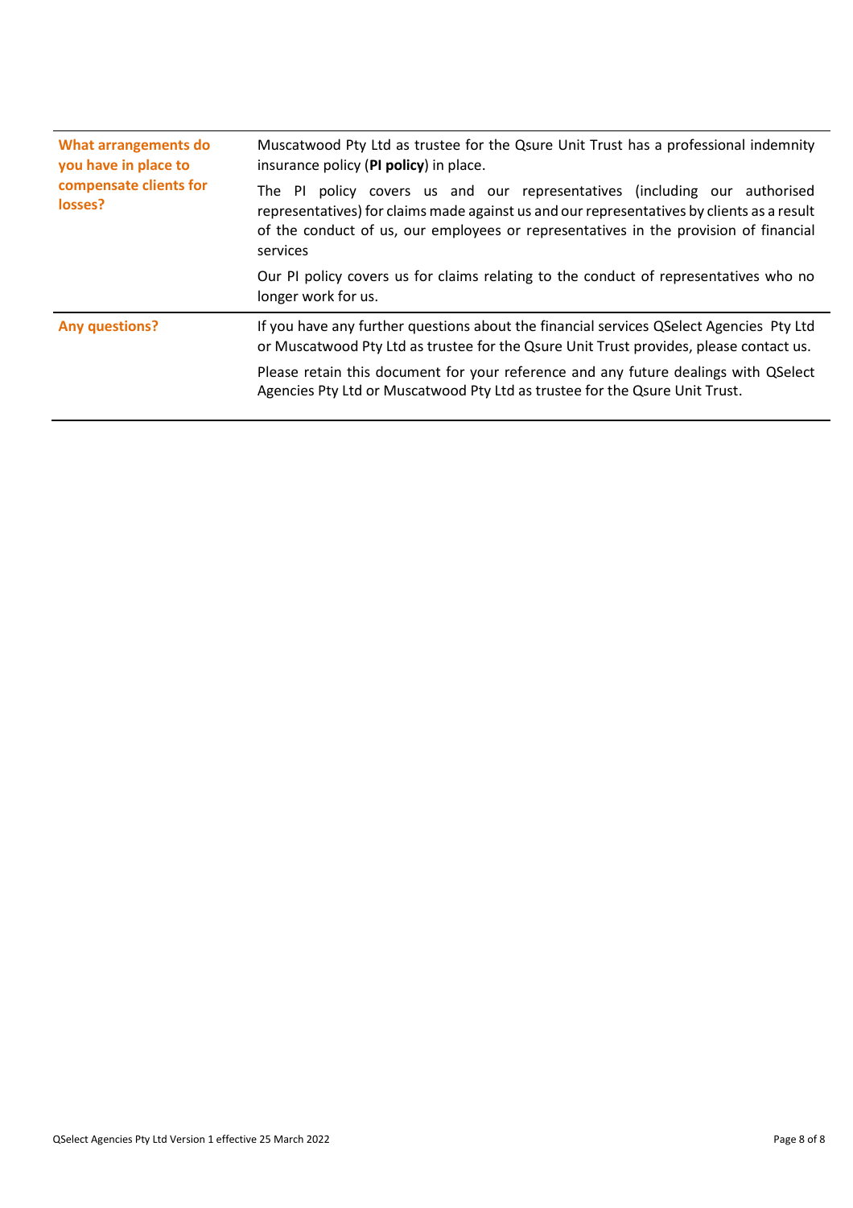| | |
|---|---|
| **What arrangements do you have in place to compensate clients for losses?** | Muscatwood Pty Ltd as trustee for the Qsure Unit Trust has a professional indemnity insurance policy (**PI policy**) in place.<br><br>The PI policy covers us and our representatives (including our authorised representatives) for claims made against us and our representatives by clients as a result of the conduct of us, our employees or representatives in the provision of financial services<br><br>Our PI policy covers us for claims relating to the conduct of representatives who no longer work for us. |
| **Any questions?** | If you have any further questions about the financial services QSelect Agencies Pty Ltd or Muscatwood Pty Ltd as trustee for the Qsure Unit Trust provides, please contact us.<br><br>Please retain this document for your reference and any future dealings with QSelect Agencies Pty Ltd or Muscatwood Pty Ltd as trustee for the Qsure Unit Trust. |